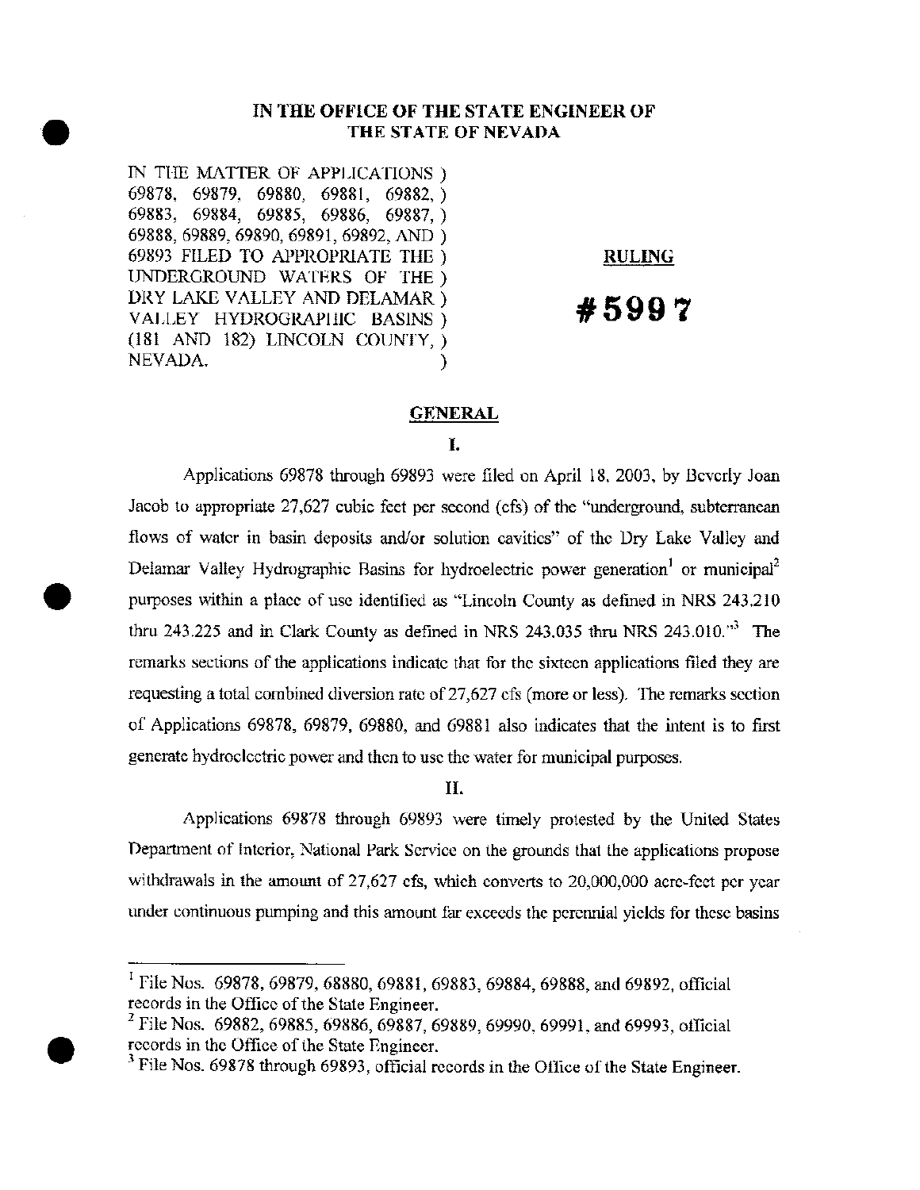# IN THE OFFICE OF THE STATE ENGINEER OF THE STATE OF NEVADA

IN THE MATTER OF APPLICATIONS 69878, 69879, 69880, 69881, 69882, 69883, 69884, 69885, 69886, 69887, 69888, 69889, 69890, 69891, 69892, AND 69893 FILED TO APPROPRIATE THE UNDERGROUND WATERS OF THE DRY LAKE VALLEY AND DELAMAR VALLEY HYDROGRAPHIC BASINS (181 AND 182) LINCOLN COUNTY, NEVADA.

**RULING**

**#5997**

## GENERAL

### I.

Applications 69878 through 69893 were filed on April 18, 2003, by Beverly Joan Jacob to appropriate 27,627 cubic feet per second (cfs) of the "underground, subterranean flows of water in basin deposits and/or solution cavities" of the Dry Lake Valley and Delamar Valley Hydrographic Basins for hydroelectric power generation[1] or municipal[2] purposes within a place of use identified as "Lincoln County as defined in NRS 243.210 thru 243.225 and in Clark County as defined in NRS 243.035 thru NRS 243.010."[3] The remarks sections of the applications indicate that for the sixteen applications filed they are requesting a total combined diversion rate of 27,627 cfs (more or less). The remarks section of Applications 69878, 69879, 69880, and 69881 also indicates that the intent is to first generate hydroelectric power and then to use the water for municipal purposes.

### II.

Applications 69878 through 69893 were timely protested by the United States Department of Interior, National Park Service on the grounds that the applications propose withdrawals in the amount of 27,627 cfs, which converts to 20,000,000 acre-feet per year under continuous pumping and this amount far exceeds the perennial yields for these basins

---

[1] File Nos. 69878, 69879, 68880, 69881, 69883, 69884, 69888, and 69892, official records in the Office of the State Engineer.

[2] File Nos. 69882, 69885, 69886, 69887, 69889, 69990, 69991, and 69993, official records in the Office of the State Engineer.

[3] File Nos. 69878 through 69893, official records in the Office of the State Engineer.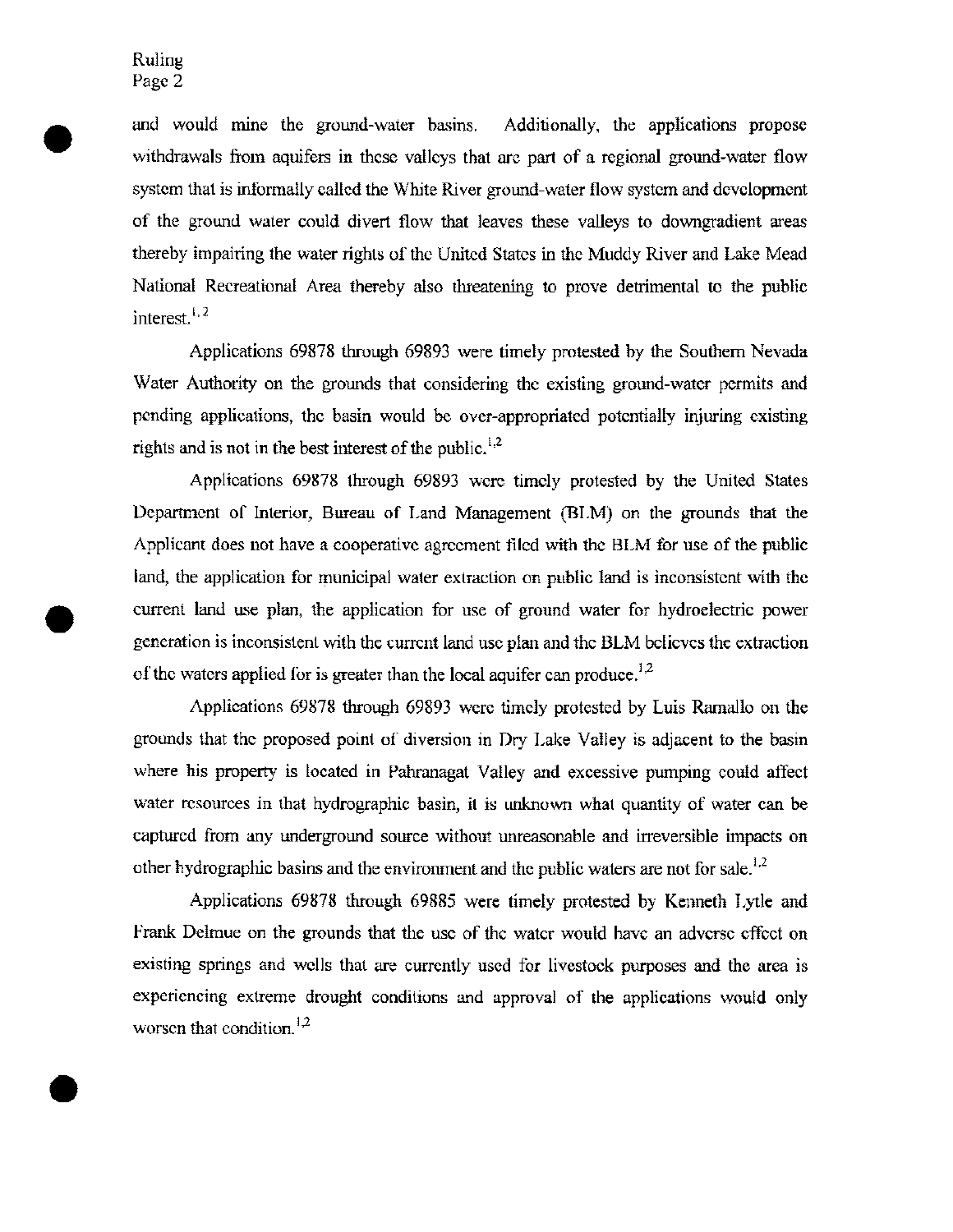and would mine the ground-water basins. Additionally, the applications propose withdrawals from aquifers in these valleys that are part of a regional ground-water flow system that is informally called the White River ground-water flow system and development of the ground water could divert flow that leaves these valleys to downgradient areas thereby impairing the water rights of the United States in the Muddy River and Lake Mead National Recreational Area thereby also threatening to prove detrimental to the public interest.[1, 2]

Applications 69878 through 69893 were timely protested by the Southern Nevada Water Authority on the grounds that considering the existing ground-water permits and pending applications, the basin would be over-appropriated potentially injuring existing rights and is not in the best interest of the public.[1,2]

Applications 69878 through 69893 were timely protested by the United States Department of Interior, Bureau of Land Management (BLM) on the grounds that the Applicant does not have a cooperative agreement filed with the BLM for use of the public land, the application for municipal water extraction on public land is inconsistent with the current land use plan, the application for use of ground water for hydroelectric power generation is inconsistent with the current land use plan and the BLM believes the extraction of the waters applied for is greater than the local aquifer can produce.[1,2]

Applications 69878 through 69893 were timely protested by Luis Ramallo on the grounds that the proposed point of diversion in Dry Lake Valley is adjacent to the basin where his property is located in Pahranagat Valley and excessive pumping could affect water resources in that hydrographic basin, it is unknown what quantity of water can be captured from any underground source without unreasonable and irreversible impacts on other hydrographic basins and the environment and the public waters are not for sale.[1,2]

Applications 69878 through 69885 were timely protested by Kenneth Lytle and Frank Delmue on the grounds that the use of the water would have an adverse effect on existing springs and wells that are currently used for livestock purposes and the area is experiencing extreme drought conditions and approval of the applications would only worsen that condition.[1,2]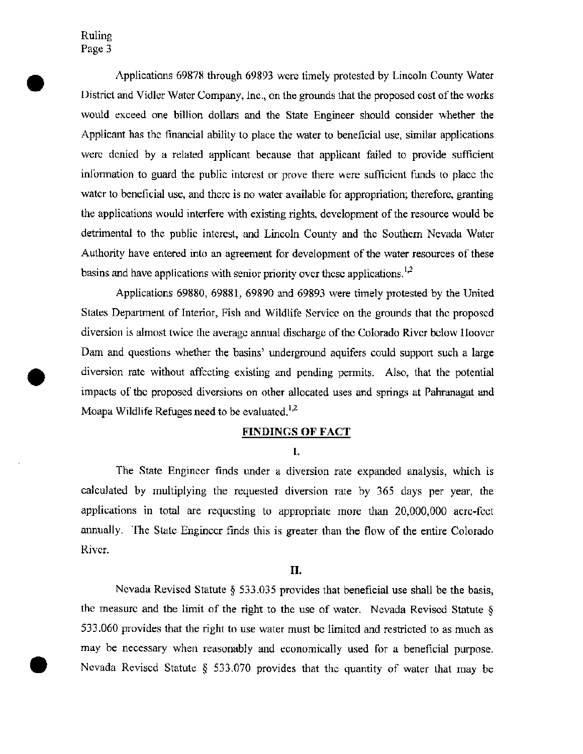Applications 69878 through 69893 were timely protested by Lincoln County Water District and Vidler Water Company, Inc., on the grounds that the proposed cost of the works would exceed one billion dollars and the State Engineer should consider whether the Applicant has the financial ability to place the water to beneficial use, similar applications were denied by a related applicant because that applicant failed to provide sufficient information to guard the public interest or prove there were sufficient funds to place the water to beneficial use, and there is no water available for appropriation; therefore, granting the applications would interfere with existing rights, development of the resource would be detrimental to the public interest, and Lincoln County and the Southern Nevada Water Authority have entered into an agreement for development of the water resources of these basins and have applications with senior priority over these applications.[1,2]

Applications 69880, 69881, 69890 and 69893 were timely protested by the United States Department of Interior, Fish and Wildlife Service on the grounds that the proposed diversion is almost twice the average annual discharge of the Colorado River below Hoover Dam and questions whether the basins' underground aquifers could support such a large diversion rate without affecting existing and pending permits. Also, that the potential impacts of the proposed diversions on other allocated uses and springs at Pahranagat and Moapa Wildlife Refuges need to be evaluated.[1,2]

## FINDINGS OF FACT

### I.

The State Engineer finds under a diversion rate expanded analysis, which is calculated by multiplying the requested diversion rate by 365 days per year, the applications in total are requesting to appropriate more than 20,000,000 acre-feet annually. The State Engineer finds this is greater than the flow of the entire Colorado River.

### II.

Nevada Revised Statute § 533.035 provides that beneficial use shall be the basis, the measure and the limit of the right to the use of water. Nevada Revised Statute § 533.060 provides that the right to use water must be limited and restricted to as much as may be necessary when reasonably and economically used for a beneficial purpose. Nevada Revised Statute § 533.070 provides that the quantity of water that may be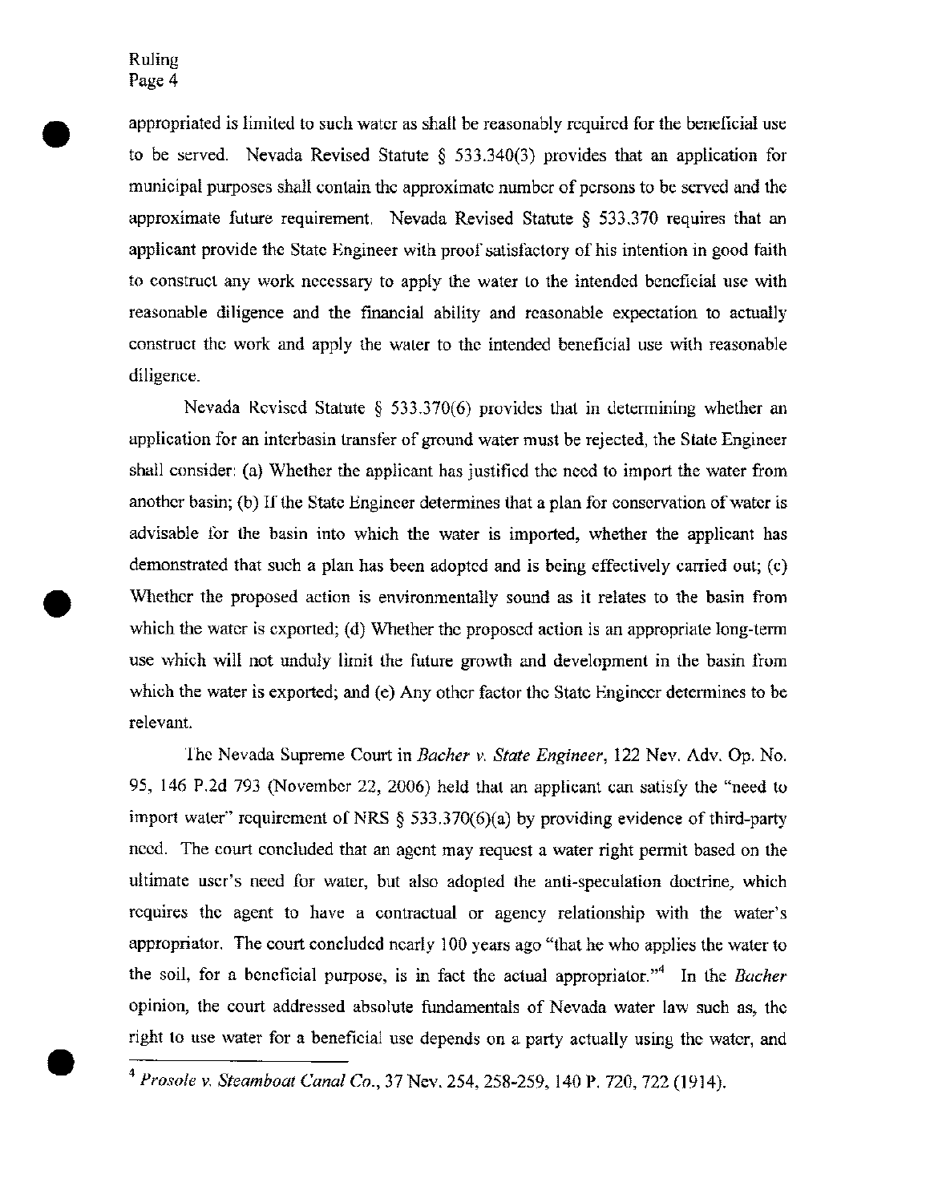appropriated is limited to such water as shall be reasonably required for the beneficial use to be served. Nevada Revised Statute § 533.340(3) provides that an application for municipal purposes shall contain the approximate number of persons to be served and the approximate future requirement. Nevada Revised Statute § 533.370 requires that an applicant provide the State Engineer with proof satisfactory of his intention in good faith to construct any work necessary to apply the water to the intended beneficial use with reasonable diligence and the financial ability and reasonable expectation to actually construct the work and apply the water to the intended beneficial use with reasonable diligence.

Nevada Revised Statute § 533.370(6) provides that in determining whether an application for an interbasin transfer of ground water must be rejected, the State Engineer shall consider: (a) Whether the applicant has justified the need to import the water from another basin; (b) If the State Engineer determines that a plan for conservation of water is advisable for the basin into which the water is imported, whether the applicant has demonstrated that such a plan has been adopted and is being effectively carried out; (c) Whether the proposed action is environmentally sound as it relates to the basin from which the water is exported; (d) Whether the proposed action is an appropriate long-term use which will not unduly limit the future growth and development in the basin from which the water is exported; and (e) Any other factor the State Engineer determines to be relevant.

The Nevada Supreme Court in *Bacher v. State Engineer*, 122 Nev. Adv. Op. No. 95, 146 P.2d 793 (November 22, 2006) held that an applicant can satisfy the "need to import water" requirement of NRS § 533.370(6)(a) by providing evidence of third-party need. The court concluded that an agent may request a water right permit based on the ultimate user's need for water, but also adopted the anti-speculation doctrine, which requires the agent to have a contractual or agency relationship with the water's appropriator. The court concluded nearly 100 years ago "that he who applies the water to the soil, for a beneficial purpose, is in fact the actual appropriator."[4] In the *Bacher* opinion, the court addressed absolute fundamentals of Nevada water law such as, the right to use water for a beneficial use depends on a party actually using the water, and

---

[4] *Prosole v. Steamboat Canal Co.*, 37 Nev. 254, 258-259, 140 P. 720, 722 (1914).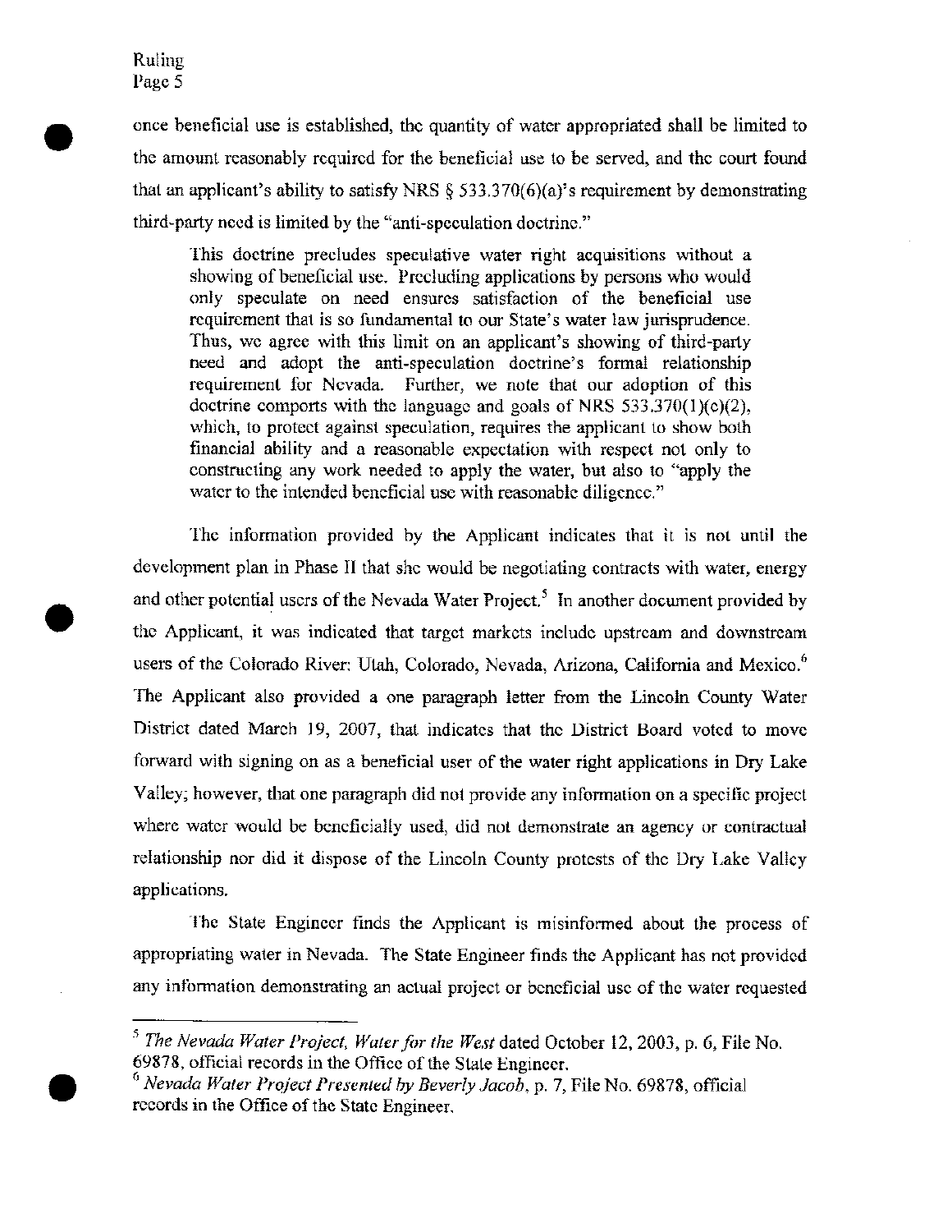once beneficial use is established, the quantity of water appropriated shall be limited to the amount reasonably required for the beneficial use to be served, and the court found that an applicant's ability to satisfy NRS § 533.370(6)(a)'s requirement by demonstrating third-party need is limited by the "anti-speculation doctrine."

> This doctrine precludes speculative water right acquisitions without a showing of beneficial use. Precluding applications by persons who would only speculate on need ensures satisfaction of the beneficial use requirement that is so fundamental to our State's water law jurisprudence. Thus, we agree with this limit on an applicant's showing of third-party need and adopt the anti-speculation doctrine's formal relationship requirement for Nevada. Further, we note that our adoption of this doctrine comports with the language and goals of NRS 533.370(1)(c)(2), which, to protect against speculation, requires the applicant to show both financial ability and a reasonable expectation with respect not only to constructing any work needed to apply the water, but also to "apply the water to the intended beneficial use with reasonable diligence."

The information provided by the Applicant indicates that it is not until the development plan in Phase II that she would be negotiating contracts with water, energy and other potential users of the Nevada Water Project.[5] In another document provided by the Applicant, it was indicated that target markets include upstream and downstream users of the Colorado River: Utah, Colorado, Nevada, Arizona, California and Mexico.[6] The Applicant also provided a one paragraph letter from the Lincoln County Water District dated March 19, 2007, that indicates that the District Board voted to move forward with signing on as a beneficial user of the water right applications in Dry Lake Valley; however, that one paragraph did not provide any information on a specific project where water would be beneficially used, did not demonstrate an agency or contractual relationship nor did it dispose of the Lincoln County protests of the Dry Lake Valley applications.

The State Engineer finds the Applicant is misinformed about the process of appropriating water in Nevada. The State Engineer finds the Applicant has not provided any information demonstrating an actual project or beneficial use of the water requested

---

[5] *The Nevada Water Project, Water for the West* dated October 12, 2003, p. 6, File No. 69878, official records in the Office of the State Engineer.

[6] *Nevada Water Project Presented by Beverly Jacob*, p. 7, File No. 69878, official records in the Office of the State Engineer.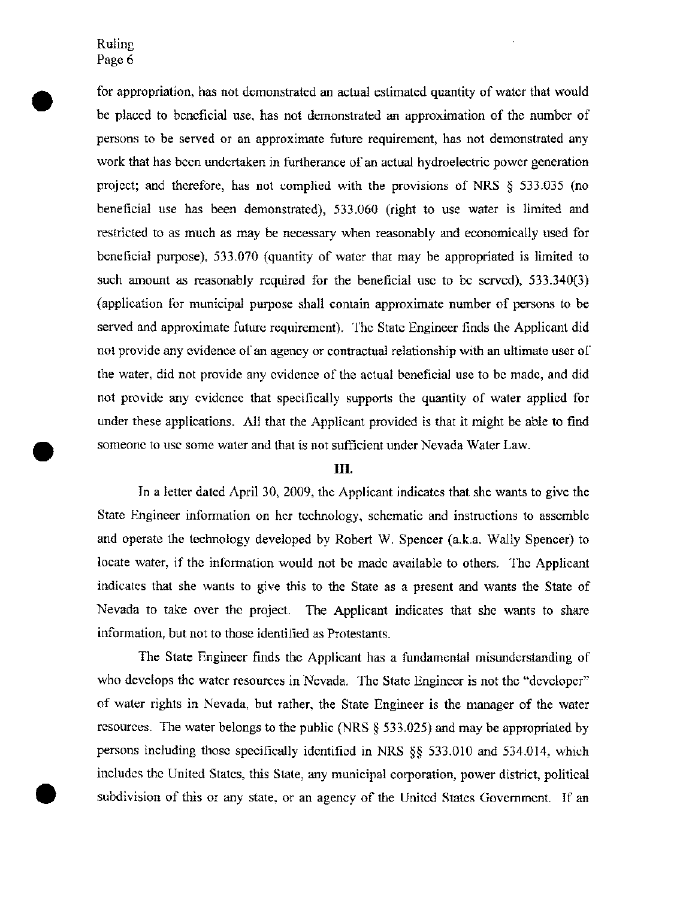for appropriation, has not demonstrated an actual estimated quantity of water that would be placed to beneficial use, has not demonstrated an approximation of the number of persons to be served or an approximate future requirement, has not demonstrated any work that has been undertaken in furtherance of an actual hydroelectric power generation project; and therefore, has not complied with the provisions of NRS § 533.035 (no beneficial use has been demonstrated), 533.060 (right to use water is limited and restricted to as much as may be necessary when reasonably and economically used for beneficial purpose), 533.070 (quantity of water that may be appropriated is limited to such amount as reasonably required for the beneficial use to be served), 533.340(3) (application for municipal purpose shall contain approximate number of persons to be served and approximate future requirement). The State Engineer finds the Applicant did not provide any evidence of an agency or contractual relationship with an ultimate user of the water, did not provide any evidence of the actual beneficial use to be made, and did not provide any evidence that specifically supports the quantity of water applied for under these applications. All that the Applicant provided is that it might be able to find someone to use some water and that is not sufficient under Nevada Water Law.

## III.

In a letter dated April 30, 2009, the Applicant indicates that she wants to give the State Engineer information on her technology, schematic and instructions to assemble and operate the technology developed by Robert W. Spencer (a.k.a. Wally Spencer) to locate water, if the information would not be made available to others. The Applicant indicates that she wants to give this to the State as a present and wants the State of Nevada to take over the project. The Applicant indicates that she wants to share information, but not to those identified as Protestants.

The State Engineer finds the Applicant has a fundamental misunderstanding of who develops the water resources in Nevada. The State Engineer is not the "developer" of water rights in Nevada, but rather, the State Engineer is the manager of the water resources. The water belongs to the public (NRS § 533.025) and may be appropriated by persons including those specifically identified in NRS §§ 533.010 and 534.014, which includes the United States, this State, any municipal corporation, power district, political subdivision of this or any state, or an agency of the United States Government. If an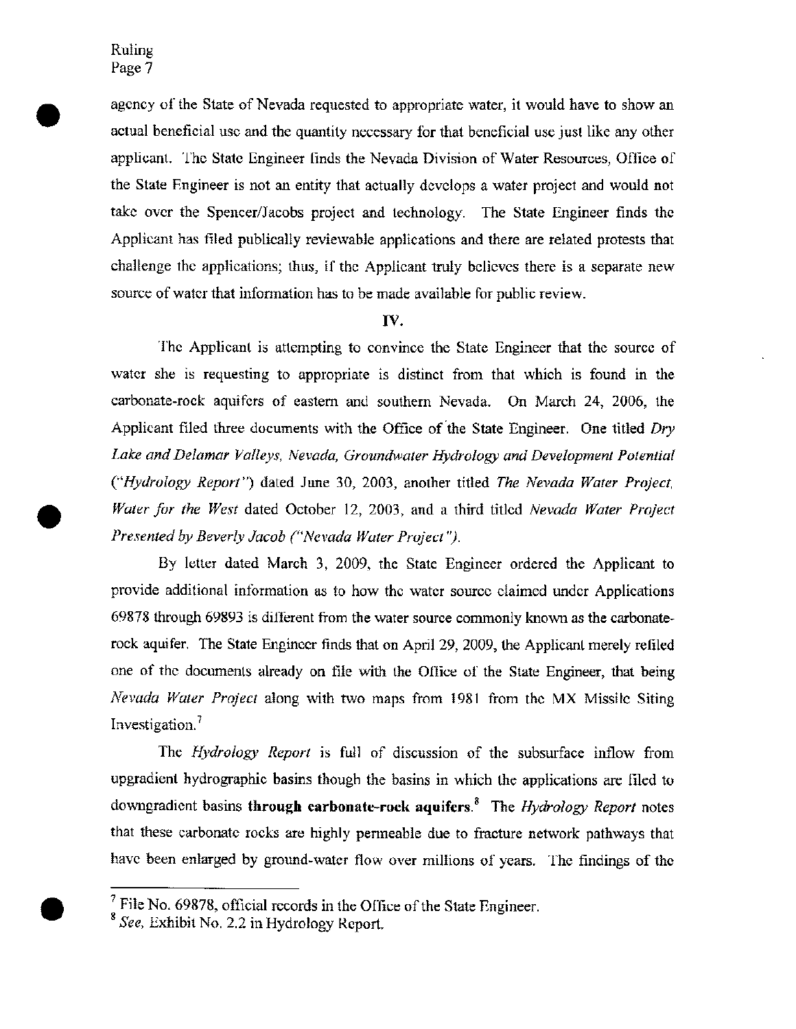agency of the State of Nevada requested to appropriate water, it would have to show an actual beneficial use and the quantity necessary for that beneficial use just like any other applicant. The State Engineer finds the Nevada Division of Water Resources, Office of the State Engineer is not an entity that actually develops a water project and would not take over the Spencer/Jacobs project and technology. The State Engineer finds the Applicant has filed publically reviewable applications and there are related protests that challenge the applications; thus, if the Applicant truly believes there is a separate new source of water that information has to be made available for public review.

## IV.

The Applicant is attempting to convince the State Engineer that the source of water she is requesting to appropriate is distinct from that which is found in the carbonate-rock aquifers of eastern and southern Nevada. On March 24, 2006, the Applicant filed three documents with the Office of the State Engineer. One titled *Dry Lake and Delamar Valleys, Nevada, Groundwater Hydrology and Development Potential* (*"Hydrology Report"*) dated June 30, 2003, another titled *The Nevada Water Project, Water for the West* dated October 12, 2003, and a third titled *Nevada Water Project Presented by Beverly Jacob ("Nevada Water Project").*

By letter dated March 3, 2009, the State Engineer ordered the Applicant to provide additional information as to how the water source claimed under Applications 69878 through 69893 is different from the water source commonly known as the carbonate-rock aquifer. The State Engineer finds that on April 29, 2009, the Applicant merely refiled one of the documents already on file with the Office of the State Engineer, that being *Nevada Water Project* along with two maps from 1981 from the MX Missile Siting Investigation.[7]

The *Hydrology Report* is full of discussion of the subsurface inflow from upgradient hydrographic basins though the basins in which the applications are filed to downgradient basins **through carbonate-rock aquifers**.[8] The *Hydrology Report* notes that these carbonate rocks are highly permeable due to fracture network pathways that have been enlarged by ground-water flow over millions of years. The findings of the

---

[7] File No. 69878, official records in the Office of the State Engineer.

[8] *See*, Exhibit No. 2.2 in Hydrology Report.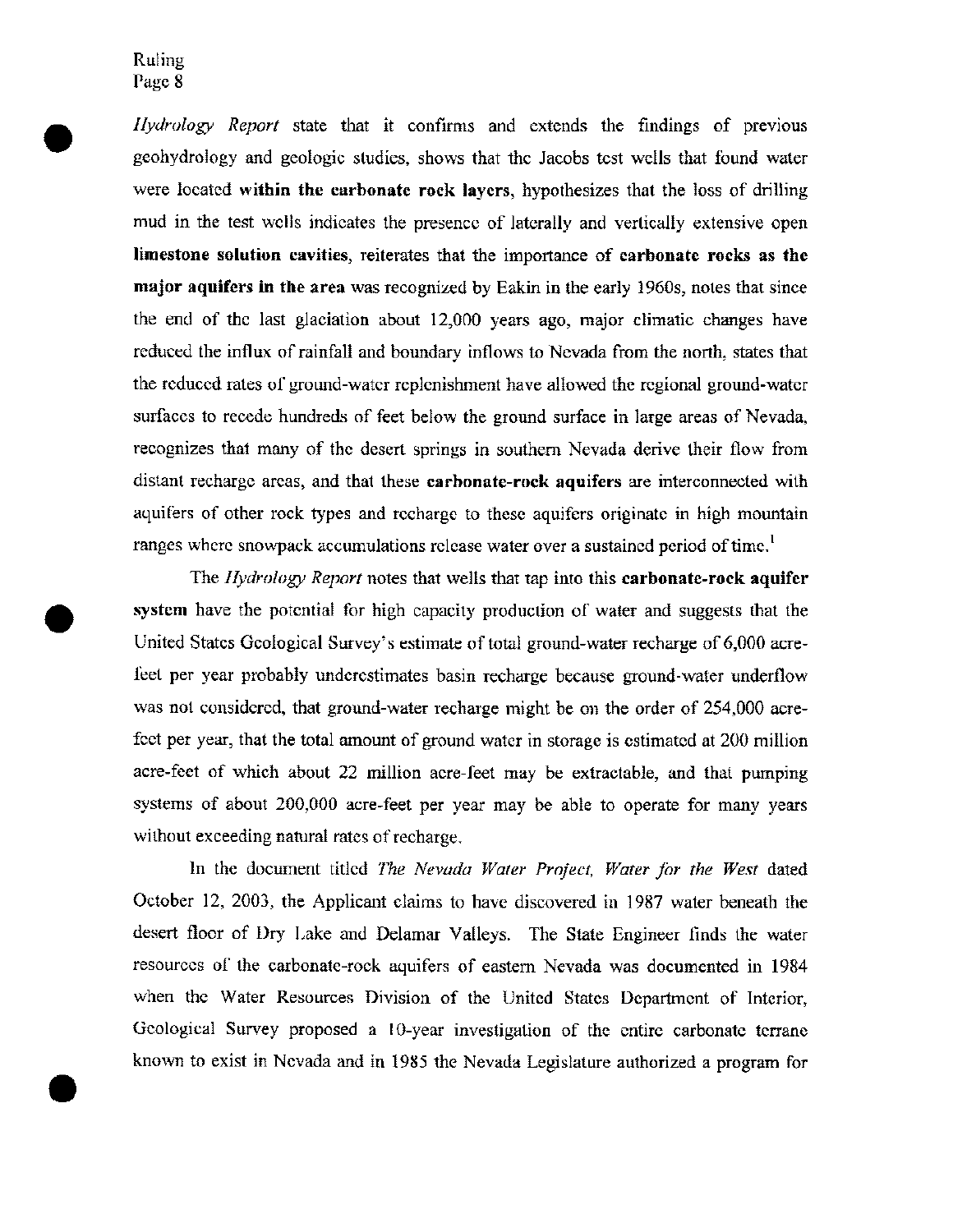*Hydrology Report* state that it confirms and extends the findings of previous geohydrology and geologic studies, shows that the Jacobs test wells that found water were located **within the carbonate rock layers**, hypothesizes that the loss of drilling mud in the test wells indicates the presence of laterally and vertically extensive open **limestone solution cavities**, reiterates that the importance of **carbonate rocks as the major aquifers in the area** was recognized by Eakin in the early 1960s, notes that since the end of the last glaciation about 12,000 years ago, major climatic changes have reduced the influx of rainfall and boundary inflows to Nevada from the north, states that the reduced rates of ground-water replenishment have allowed the regional ground-water surfaces to recede hundreds of feet below the ground surface in large areas of Nevada, recognizes that many of the desert springs in southern Nevada derive their flow from distant recharge areas, and that these **carbonate-rock aquifers** are interconnected with aquifers of other rock types and recharge to these aquifers originate in high mountain ranges where snowpack accumulations release water over a sustained period of time.[1]

The *Hydrology Report* notes that wells that tap into this **carbonate-rock aquifer system** have the potential for high capacity production of water and suggests that the United States Geological Survey's estimate of total ground-water recharge of 6,000 acre-feet per year probably underestimates basin recharge because ground-water underflow was not considered, that ground-water recharge might be on the order of 254,000 acre-feet per year, that the total amount of ground water in storage is estimated at 200 million acre-feet of which about 22 million acre-feet may be extractable, and that pumping systems of about 200,000 acre-feet per year may be able to operate for many years without exceeding natural rates of recharge.

In the document titled *The Nevada Water Project, Water for the West* dated October 12, 2003, the Applicant claims to have discovered in 1987 water beneath the desert floor of Dry Lake and Delamar Valleys. The State Engineer finds the water resources of the carbonate-rock aquifers of eastern Nevada was documented in 1984 when the Water Resources Division of the United States Department of Interior, Geological Survey proposed a 10-year investigation of the entire carbonate terrane known to exist in Nevada and in 1985 the Nevada Legislature authorized a program for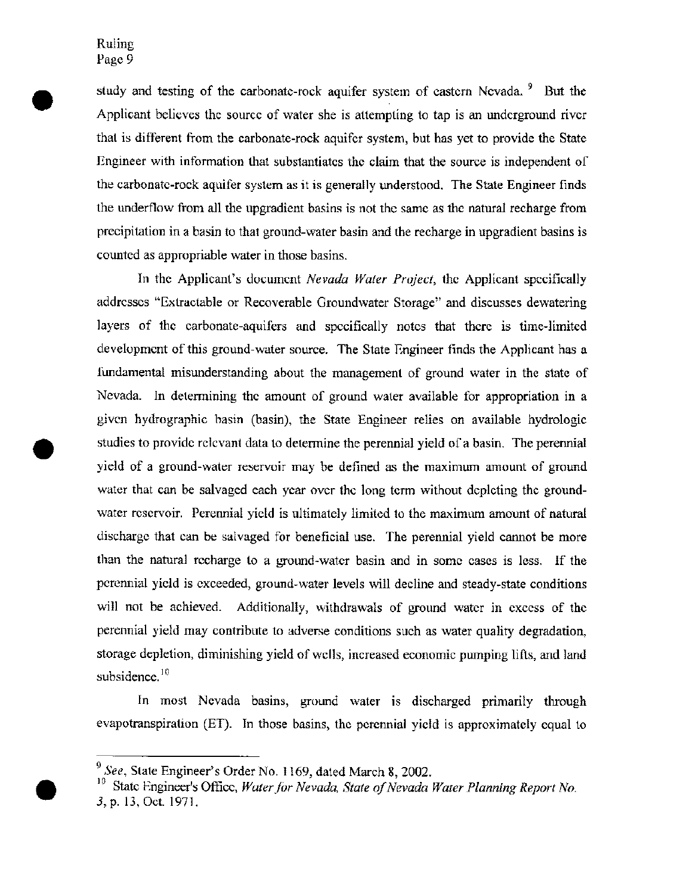study and testing of the carbonate-rock aquifer system of eastern Nevada.[9] But the Applicant believes the source of water she is attempting to tap is an underground river that is different from the carbonate-rock aquifer system, but has yet to provide the State Engineer with information that substantiates the claim that the source is independent of the carbonate-rock aquifer system as it is generally understood. The State Engineer finds the underflow from all the upgradient basins is not the same as the natural recharge from precipitation in a basin to that ground-water basin and the recharge in upgradient basins is counted as appropriable water in those basins.

In the Applicant's document *Nevada Water Project*, the Applicant specifically addresses "Extractable or Recoverable Groundwater Storage" and discusses dewatering layers of the carbonate-aquifers and specifically notes that there is time-limited development of this ground-water source. The State Engineer finds the Applicant has a fundamental misunderstanding about the management of ground water in the state of Nevada. In determining the amount of ground water available for appropriation in a given hydrographic basin (basin), the State Engineer relies on available hydrologic studies to provide relevant data to determine the perennial yield of a basin. The perennial yield of a ground-water reservoir may be defined as the maximum amount of ground water that can be salvaged each year over the long term without depleting the ground-water reservoir. Perennial yield is ultimately limited to the maximum amount of natural discharge that can be salvaged for beneficial use. The perennial yield cannot be more than the natural recharge to a ground-water basin and in some cases is less. If the perennial yield is exceeded, ground-water levels will decline and steady-state conditions will not be achieved. Additionally, withdrawals of ground water in excess of the perennial yield may contribute to adverse conditions such as water quality degradation, storage depletion, diminishing yield of wells, increased economic pumping lifts, and land subsidence.[10]

In most Nevada basins, ground water is discharged primarily through evapotranspiration (ET). In those basins, the perennial yield is approximately equal to

---

[9] *See*, State Engineer's Order No. 1169, dated March 8, 2002.

[10] State Engineer's Office, *Water for Nevada, State of Nevada Water Planning Report No. 3*, p. 13, Oct. 1971.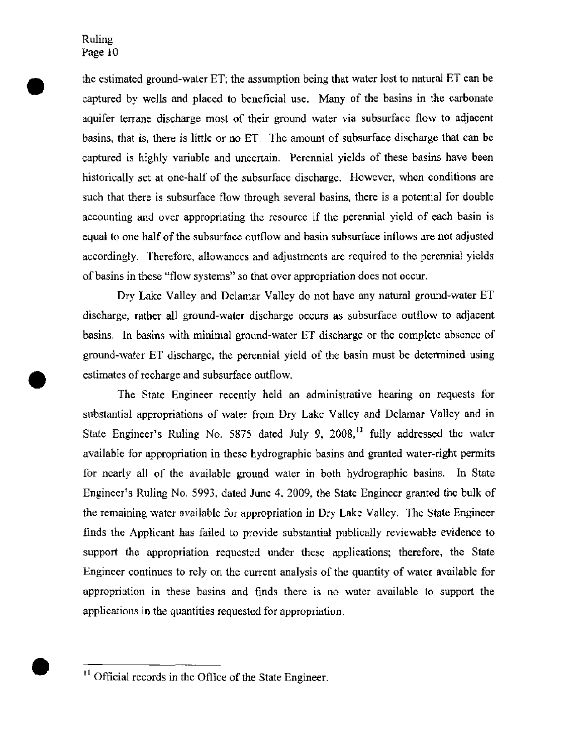the estimated ground-water ET; the assumption being that water lost to natural ET can be captured by wells and placed to beneficial use. Many of the basins in the carbonate aquifer terrane discharge most of their ground water via subsurface flow to adjacent basins, that is, there is little or no ET. The amount of subsurface discharge that can be captured is highly variable and uncertain. Perennial yields of these basins have been historically set at one-half of the subsurface discharge. However, when conditions are such that there is subsurface flow through several basins, there is a potential for double accounting and over appropriating the resource if the perennial yield of each basin is equal to one half of the subsurface outflow and basin subsurface inflows are not adjusted accordingly. Therefore, allowances and adjustments are required to the perennial yields of basins in these "flow systems" so that over appropriation does not occur.

Dry Lake Valley and Delamar Valley do not have any natural ground-water ET discharge, rather all ground-water discharge occurs as subsurface outflow to adjacent basins. In basins with minimal ground-water ET discharge or the complete absence of ground-water ET discharge, the perennial yield of the basin must be determined using estimates of recharge and subsurface outflow.

The State Engineer recently held an administrative hearing on requests for substantial appropriations of water from Dry Lake Valley and Delamar Valley and in State Engineer's Ruling No. 5875 dated July 9, 2008,[11] fully addressed the water available for appropriation in these hydrographic basins and granted water-right permits for nearly all of the available ground water in both hydrographic basins. In State Engineer's Ruling No. 5993, dated June 4, 2009, the State Engineer granted the bulk of the remaining water available for appropriation in Dry Lake Valley. The State Engineer finds the Applicant has failed to provide substantial publically reviewable evidence to support the appropriation requested under these applications; therefore, the State Engineer continues to rely on the current analysis of the quantity of water available for appropriation in these basins and finds there is no water available to support the applications in the quantities requested for appropriation.

[11] Official records in the Office of the State Engineer.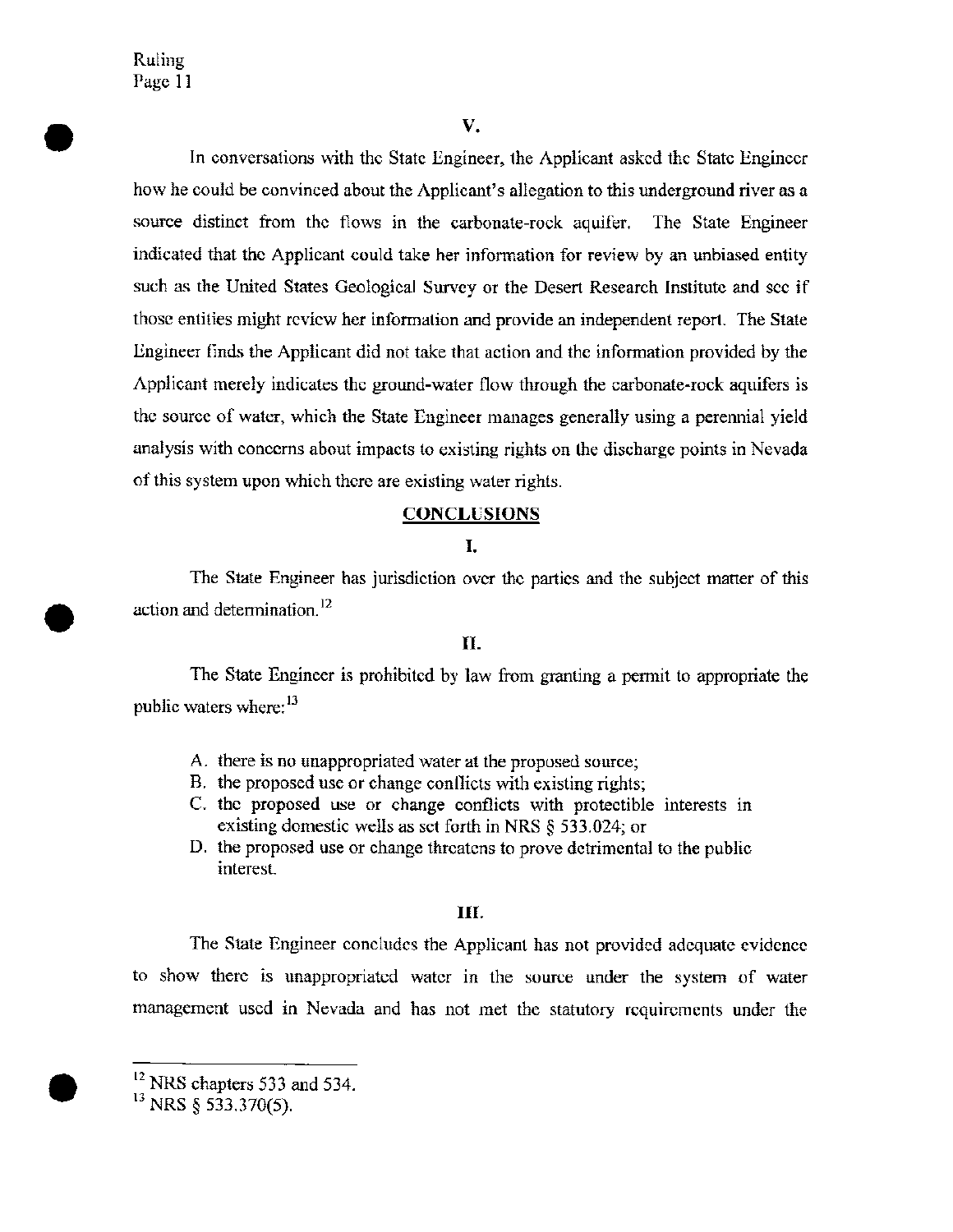V.

In conversations with the State Engineer, the Applicant asked the State Engineer how he could be convinced about the Applicant's allegation to this underground river as a source distinct from the flows in the carbonate-rock aquifer. The State Engineer indicated that the Applicant could take her information for review by an unbiased entity such as the United States Geological Survey or the Desert Research Institute and see if those entities might review her information and provide an independent report. The State Engineer finds the Applicant did not take that action and the information provided by the Applicant merely indicates the ground-water flow through the carbonate-rock aquifers is the source of water, which the State Engineer manages generally using a perennial yield analysis with concerns about impacts to existing rights on the discharge points in Nevada of this system upon which there are existing water rights.

## CONCLUSIONS

I.

The State Engineer has jurisdiction over the parties and the subject matter of this action and determination.[12]

II.

The State Engineer is prohibited by law from granting a permit to appropriate the public waters where:[13]

A. there is no unappropriated water at the proposed source;
B. the proposed use or change conflicts with existing rights;
C. the proposed use or change conflicts with protectible interests in existing domestic wells as set forth in NRS § 533.024; or
D. the proposed use or change threatens to prove detrimental to the public interest.

III.

The State Engineer concludes the Applicant has not provided adequate evidence to show there is unappropriated water in the source under the system of water management used in Nevada and has not met the statutory requirements under the

---

[12] NRS chapters 533 and 534.

[13] NRS § 533.370(5).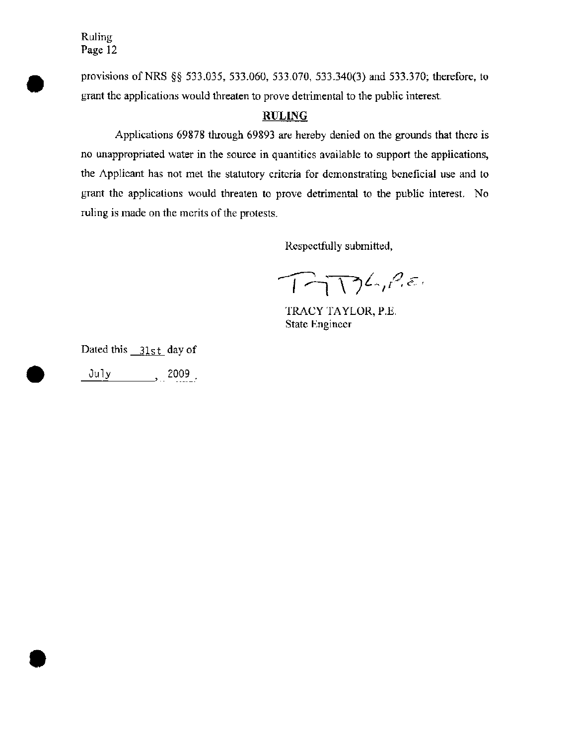provisions of NRS §§ 533.035, 533.060, 533.070, 533.340(3) and 533.370; therefore, to grant the applications would threaten to prove detrimental to the public interest.

## RULING

Applications 69878 through 69893 are hereby denied on the grounds that there is no unappropriated water in the source in quantities available to support the applications, the Applicant has not met the statutory criteria for demonstrating beneficial use and to grant the applications would threaten to prove detrimental to the public interest. No ruling is made on the merits of the protests.

Respectfully submitted,

TRACY TAYLOR, P.E.
State Engineer

Dated this 31st day of

July, 2009.